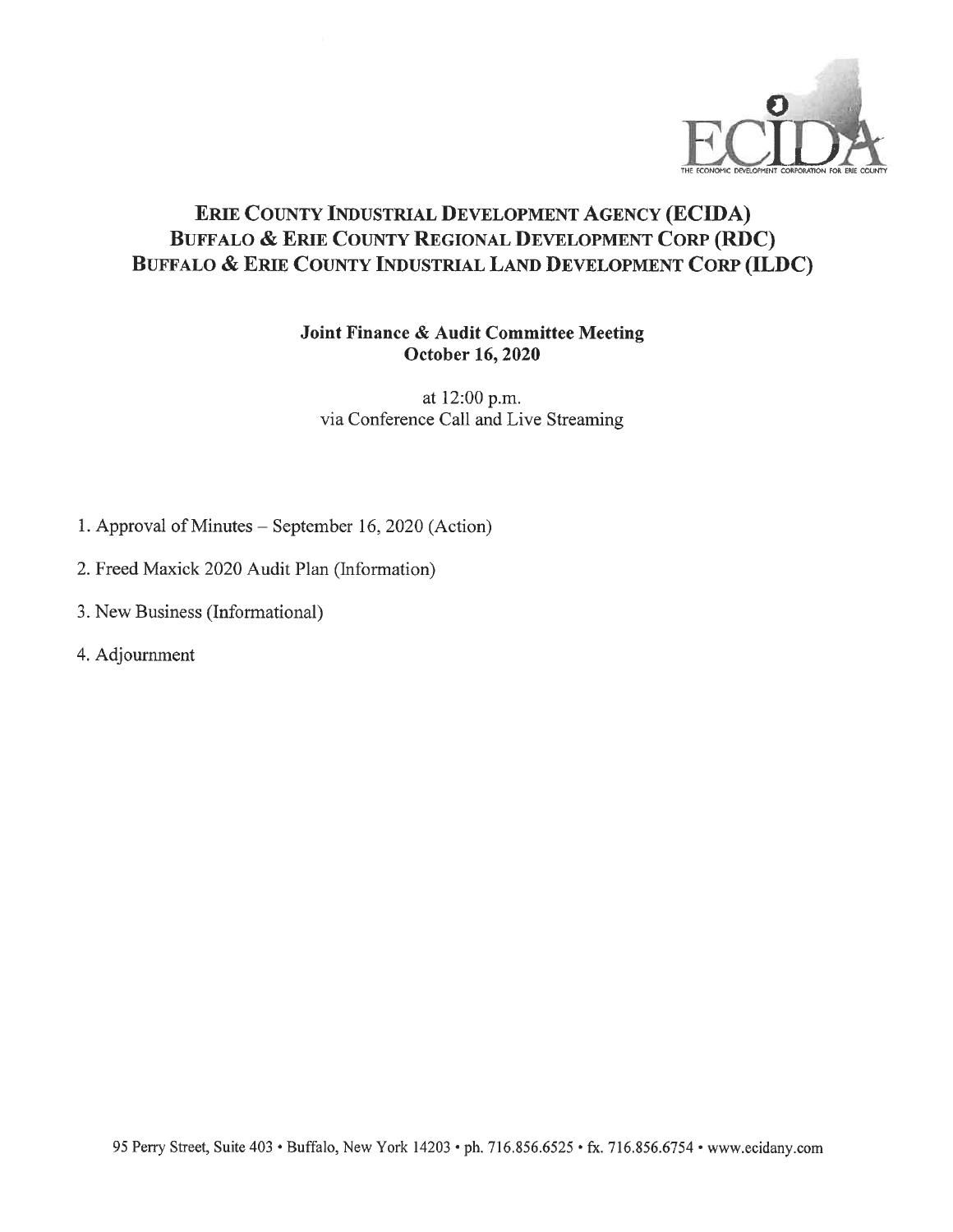# ERIE COUNTY INDUSTRIAL DEVELOPMENT AGENCY (ECIDA)
# BUFFALO & ERIE COUNTY REGIONAL DEVELOPMENT CORP (RDC)
# BUFFALO & ERIE COUNTY INDUSTRIAL LAND DEVELOPMENT CORP (ILDC)

**Joint Finance & Audit Committee Meeting**
**October 16, 2020**

at 12:00 p.m.
via Conference Call and Live Streaming

1. Approval of Minutes – September 16, 2020 (Action)
2. Freed Maxick 2020 Audit Plan (Information)
3. New Business (Informational)
4. Adjournment

95 Perry Street, Suite 403 • Buffalo, New York 14203 • ph. 716.856.6525 • fx. 716.856.6754 • www.ecidany.com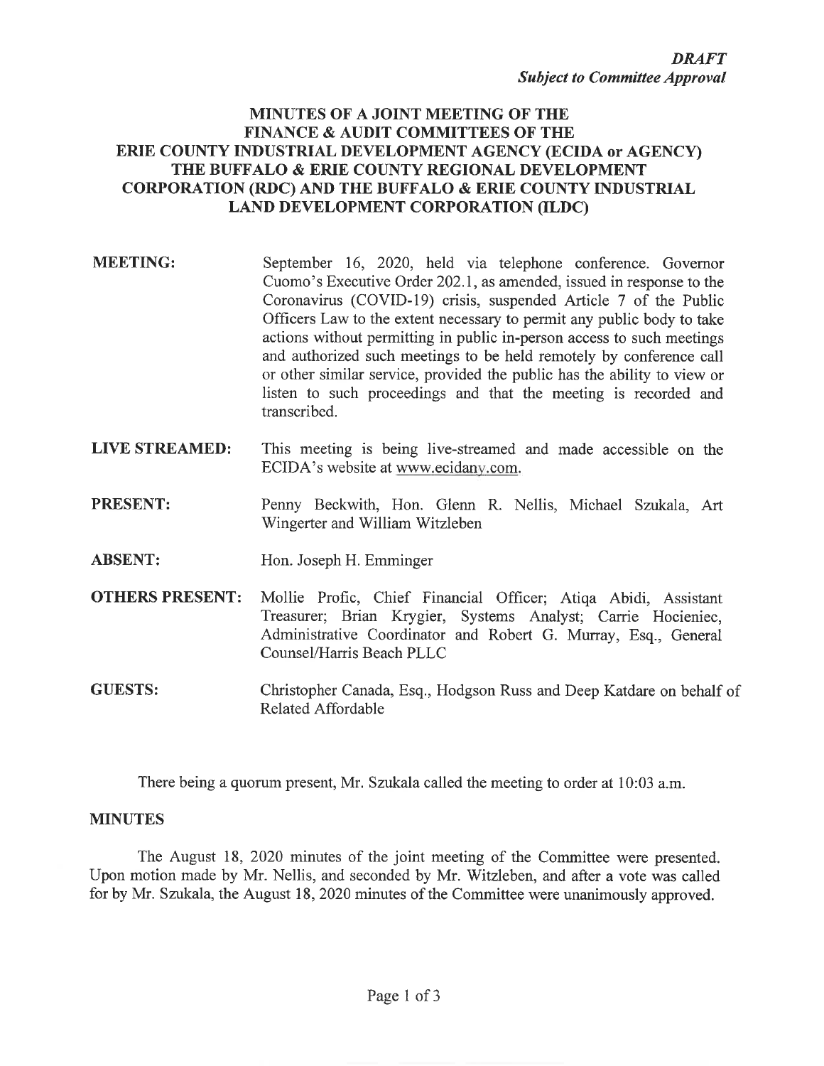***DRAFT***
***Subject to Committee Approval***

# MINUTES OF A JOINT MEETING OF THE FINANCE & AUDIT COMMITTEES OF THE ERIE COUNTY INDUSTRIAL DEVELOPMENT AGENCY (ECIDA or AGENCY) THE BUFFALO & ERIE COUNTY REGIONAL DEVELOPMENT CORPORATION (RDC) AND THE BUFFALO & ERIE COUNTY INDUSTRIAL LAND DEVELOPMENT CORPORATION (ILDC)

**MEETING:** September 16, 2020, held via telephone conference. Governor Cuomo's Executive Order 202.1, as amended, issued in response to the Coronavirus (COVID-19) crisis, suspended Article 7 of the Public Officers Law to the extent necessary to permit any public body to take actions without permitting in public in-person access to such meetings and authorized such meetings to be held remotely by conference call or other similar service, provided the public has the ability to view or listen to such proceedings and that the meeting is recorded and transcribed.

**LIVE STREAMED:** This meeting is being live-streamed and made accessible on the ECIDA's website at www.ecidany.com.

**PRESENT:** Penny Beckwith, Hon. Glenn R. Nellis, Michael Szukala, Art Wingerter and William Witzleben

**ABSENT:** Hon. Joseph H. Emminger

**OTHERS PRESENT:** Mollie Profic, Chief Financial Officer; Atiqa Abidi, Assistant Treasurer; Brian Krygier, Systems Analyst; Carrie Hocieniec, Administrative Coordinator and Robert G. Murray, Esq., General Counsel/Harris Beach PLLC

**GUESTS:** Christopher Canada, Esq., Hodgson Russ and Deep Katdare on behalf of Related Affordable

There being a quorum present, Mr. Szukala called the meeting to order at 10:03 a.m.

## MINUTES

The August 18, 2020 minutes of the joint meeting of the Committee were presented. Upon motion made by Mr. Nellis, and seconded by Mr. Witzleben, and after a vote was called for by Mr. Szukala, the August 18, 2020 minutes of the Committee were unanimously approved.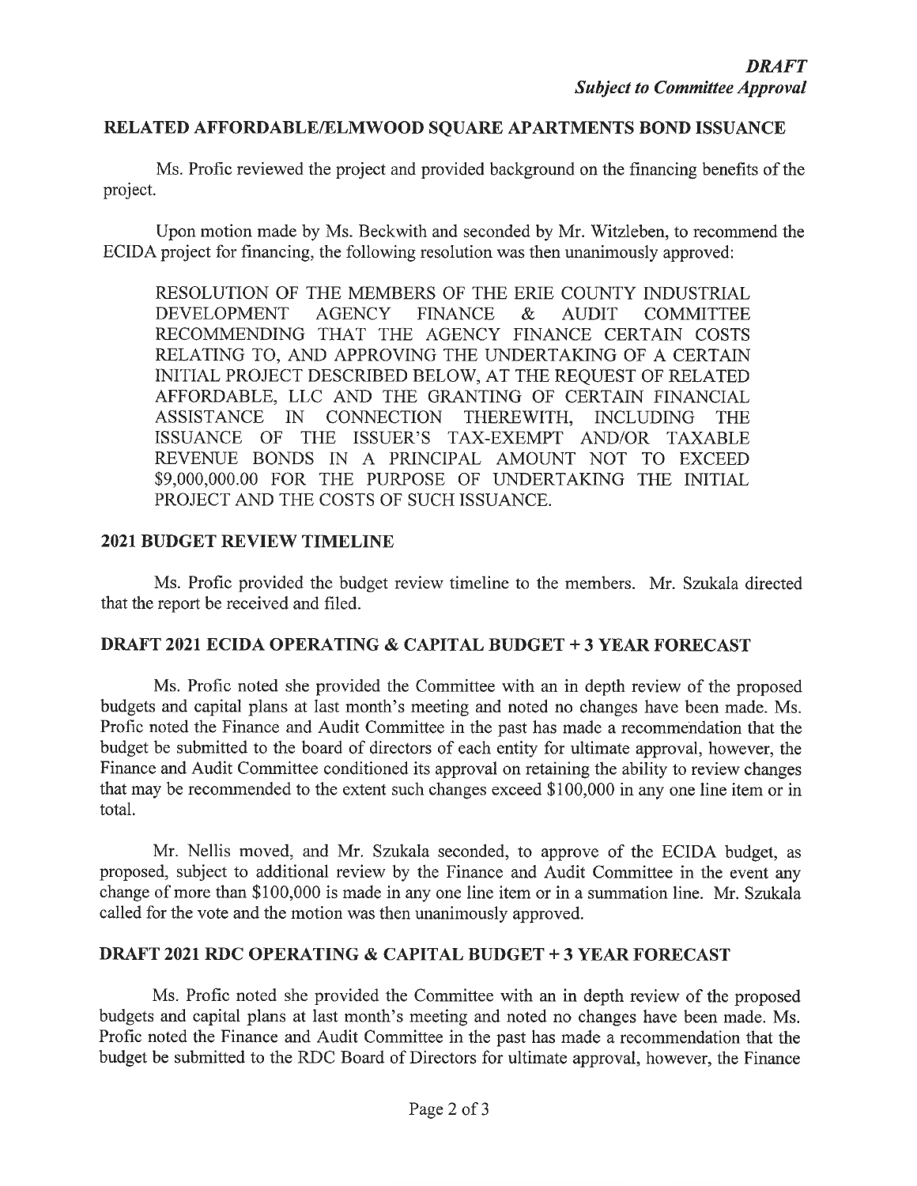***DRAFT***
***Subject to Committee Approval***

## RELATED AFFORDABLE/ELMWOOD SQUARE APARTMENTS BOND ISSUANCE

Ms. Profic reviewed the project and provided background on the financing benefits of the project.

Upon motion made by Ms. Beckwith and seconded by Mr. Witzleben, to recommend the ECIDA project for financing, the following resolution was then unanimously approved:

> RESOLUTION OF THE MEMBERS OF THE ERIE COUNTY INDUSTRIAL DEVELOPMENT AGENCY FINANCE & AUDIT COMMITTEE RECOMMENDING THAT THE AGENCY FINANCE CERTAIN COSTS RELATING TO, AND APPROVING THE UNDERTAKING OF A CERTAIN INITIAL PROJECT DESCRIBED BELOW, AT THE REQUEST OF RELATED AFFORDABLE, LLC AND THE GRANTING OF CERTAIN FINANCIAL ASSISTANCE IN CONNECTION THEREWITH, INCLUDING THE ISSUANCE OF THE ISSUER'S TAX-EXEMPT AND/OR TAXABLE REVENUE BONDS IN A PRINCIPAL AMOUNT NOT TO EXCEED $9,000,000.00 FOR THE PURPOSE OF UNDERTAKING THE INITIAL PROJECT AND THE COSTS OF SUCH ISSUANCE.

## 2021 BUDGET REVIEW TIMELINE

Ms. Profic provided the budget review timeline to the members. Mr. Szukala directed that the report be received and filed.

## DRAFT 2021 ECIDA OPERATING & CAPITAL BUDGET + 3 YEAR FORECAST

Ms. Profic noted she provided the Committee with an in depth review of the proposed budgets and capital plans at last month's meeting and noted no changes have been made. Ms. Profic noted the Finance and Audit Committee in the past has made a recommendation that the budget be submitted to the board of directors of each entity for ultimate approval, however, the Finance and Audit Committee conditioned its approval on retaining the ability to review changes that may be recommended to the extent such changes exceed $100,000 in any one line item or in total.

Mr. Nellis moved, and Mr. Szukala seconded, to approve of the ECIDA budget, as proposed, subject to additional review by the Finance and Audit Committee in the event any change of more than $100,000 is made in any one line item or in a summation line. Mr. Szukala called for the vote and the motion was then unanimously approved.

## DRAFT 2021 RDC OPERATING & CAPITAL BUDGET + 3 YEAR FORECAST

Ms. Profic noted she provided the Committee with an in depth review of the proposed budgets and capital plans at last month's meeting and noted no changes have been made. Ms. Profic noted the Finance and Audit Committee in the past has made a recommendation that the budget be submitted to the RDC Board of Directors for ultimate approval, however, the Finance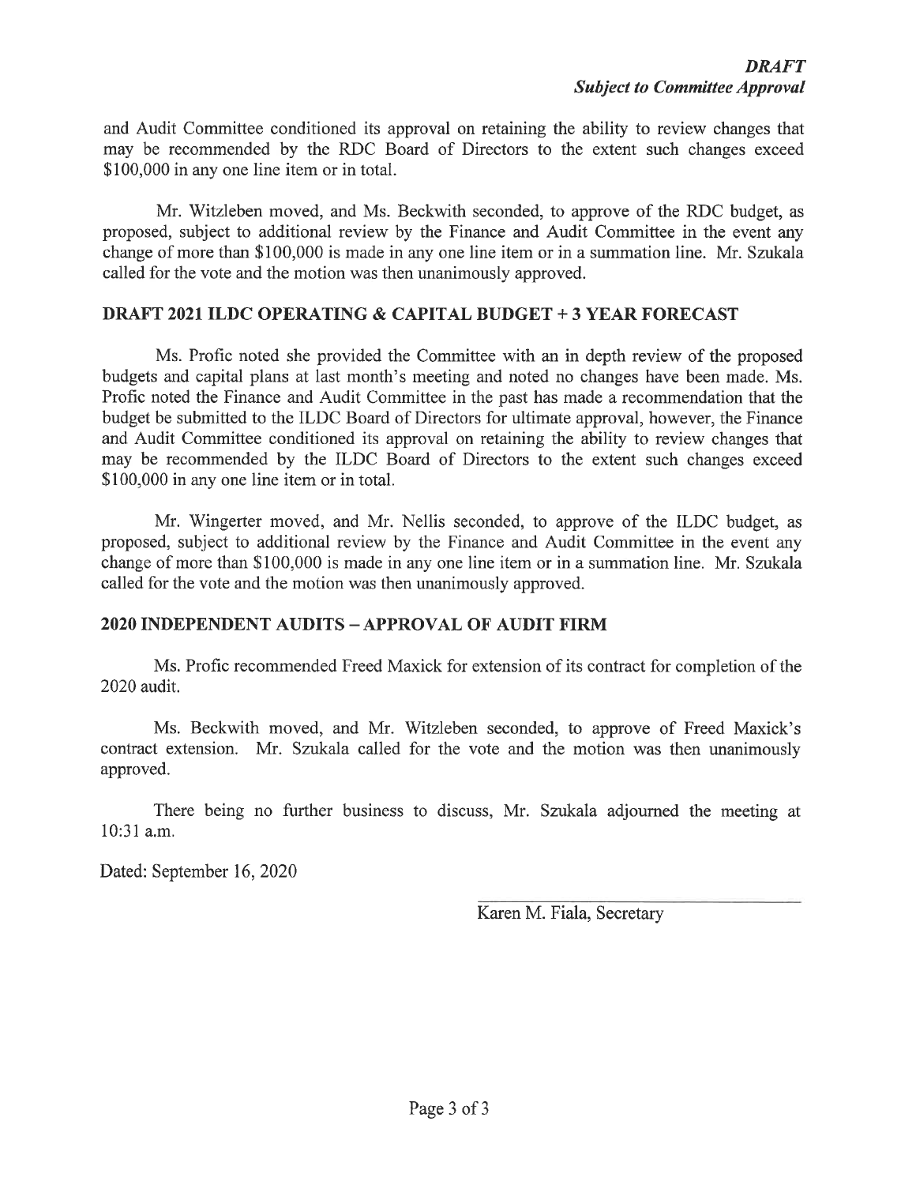***DRAFT***
***Subject to Committee Approval***

and Audit Committee conditioned its approval on retaining the ability to review changes that may be recommended by the RDC Board of Directors to the extent such changes exceed $100,000 in any one line item or in total.

Mr. Witzleben moved, and Ms. Beckwith seconded, to approve of the RDC budget, as proposed, subject to additional review by the Finance and Audit Committee in the event any change of more than $100,000 is made in any one line item or in a summation line. Mr. Szukala called for the vote and the motion was then unanimously approved.

**DRAFT 2021 ILDC OPERATING & CAPITAL BUDGET + 3 YEAR FORECAST**

Ms. Profic noted she provided the Committee with an in depth review of the proposed budgets and capital plans at last month's meeting and noted no changes have been made. Ms. Profic noted the Finance and Audit Committee in the past has made a recommendation that the budget be submitted to the ILDC Board of Directors for ultimate approval, however, the Finance and Audit Committee conditioned its approval on retaining the ability to review changes that may be recommended by the ILDC Board of Directors to the extent such changes exceed $100,000 in any one line item or in total.

Mr. Wingerter moved, and Mr. Nellis seconded, to approve of the ILDC budget, as proposed, subject to additional review by the Finance and Audit Committee in the event any change of more than $100,000 is made in any one line item or in a summation line. Mr. Szukala called for the vote and the motion was then unanimously approved.

**2020 INDEPENDENT AUDITS – APPROVAL OF AUDIT FIRM**

Ms. Profic recommended Freed Maxick for extension of its contract for completion of the 2020 audit.

Ms. Beckwith moved, and Mr. Witzleben seconded, to approve of Freed Maxick's contract extension. Mr. Szukala called for the vote and the motion was then unanimously approved.

There being no further business to discuss, Mr. Szukala adjourned the meeting at 10:31 a.m.

Dated: September 16, 2020

Karen M. Fiala, Secretary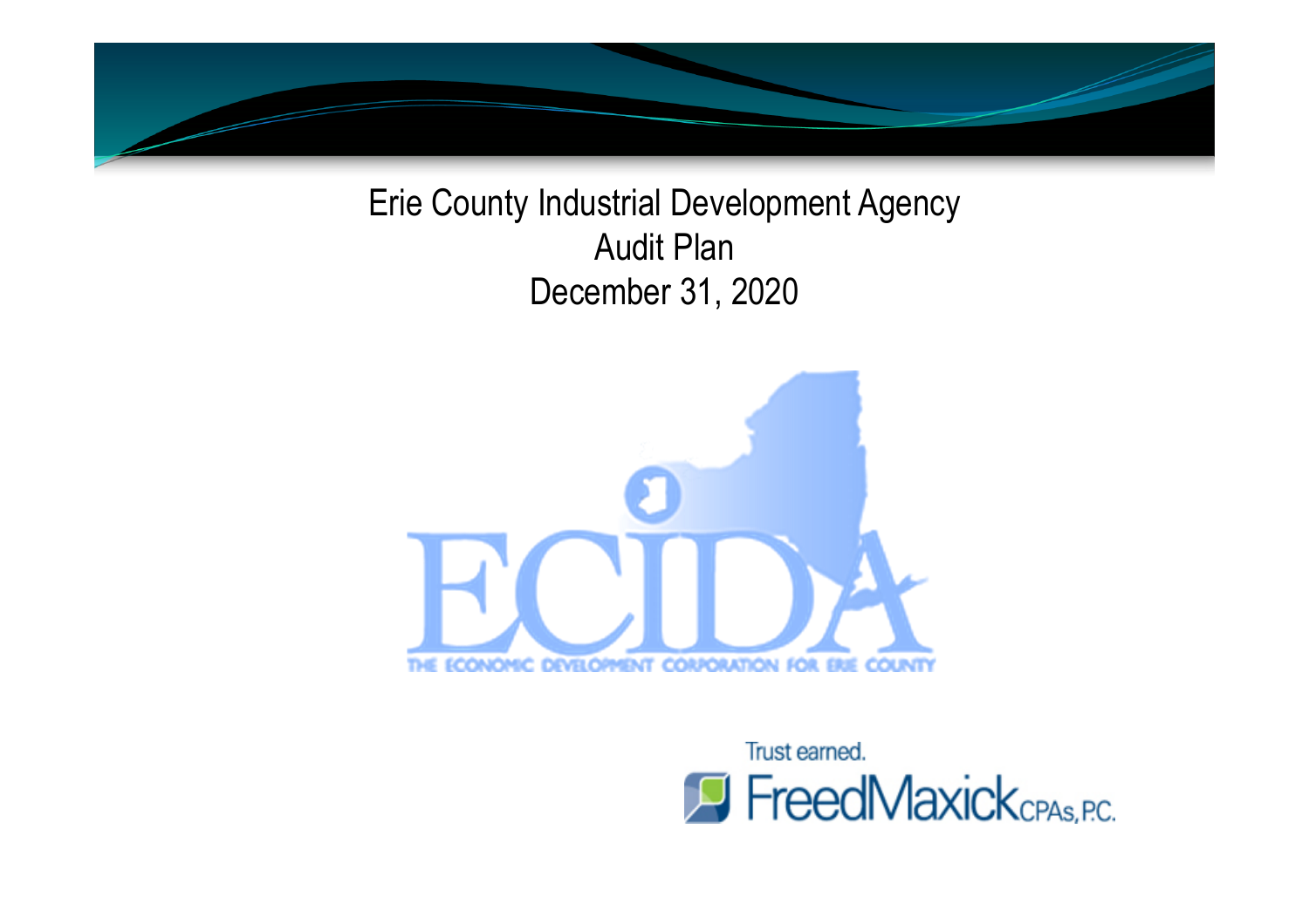# Erie County Industrial Development Agency
## Audit Plan
## December 31, 2020

ECIDA

THE ECONOMIC DEVELOPMENT CORPORATION FOR ERIE COUNTY

Trust earned.

FreedMaxick CPAs, P.C.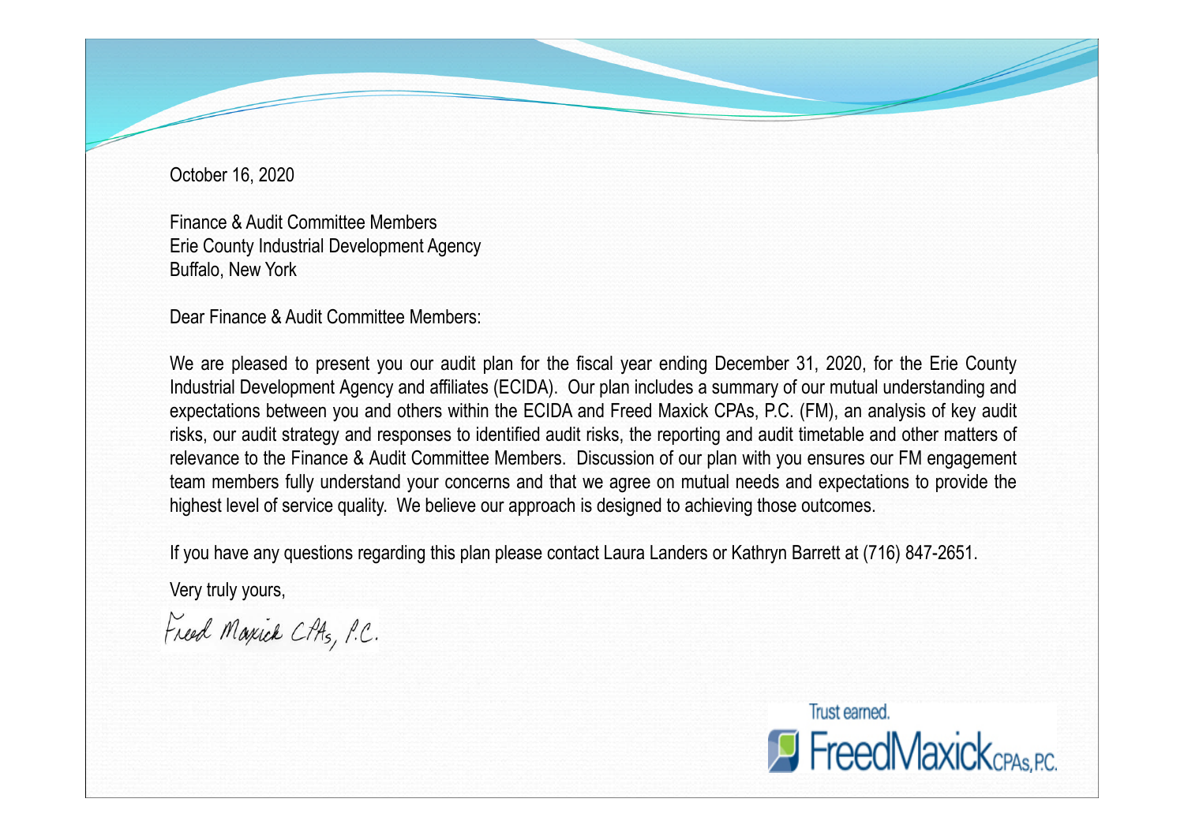October 16, 2020

Finance & Audit Committee Members
Erie County Industrial Development Agency
Buffalo, New York

Dear Finance & Audit Committee Members:

We are pleased to present you our audit plan for the fiscal year ending December 31, 2020, for the Erie County Industrial Development Agency and affiliates (ECIDA). Our plan includes a summary of our mutual understanding and expectations between you and others within the ECIDA and Freed Maxick CPAs, P.C. (FM), an analysis of key audit risks, our audit strategy and responses to identified audit risks, the reporting and audit timetable and other matters of relevance to the Finance & Audit Committee Members. Discussion of our plan with you ensures our FM engagement team members fully understand your concerns and that we agree on mutual needs and expectations to provide the highest level of service quality. We believe our approach is designed to achieving those outcomes.

If you have any questions regarding this plan please contact Laura Landers or Kathryn Barrett at (716) 847-2651.

Very truly yours,

Freed Maxick CPAs, P.C.

Trust earned.

FreedMaxick CPAs, P.C.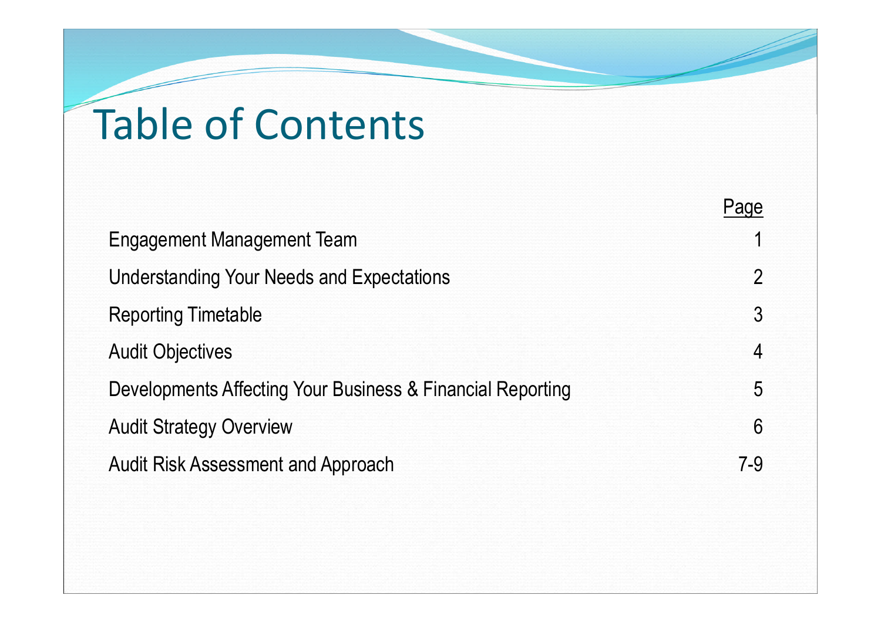# Table of Contents

| | Page |
|---|---|
| Engagement Management Team | 1 |
| Understanding Your Needs and Expectations | 2 |
| Reporting Timetable | 3 |
| Audit Objectives | 4 |
| Developments Affecting Your Business & Financial Reporting | 5 |
| Audit Strategy Overview | 6 |
| Audit Risk Assessment and Approach | 7-9 |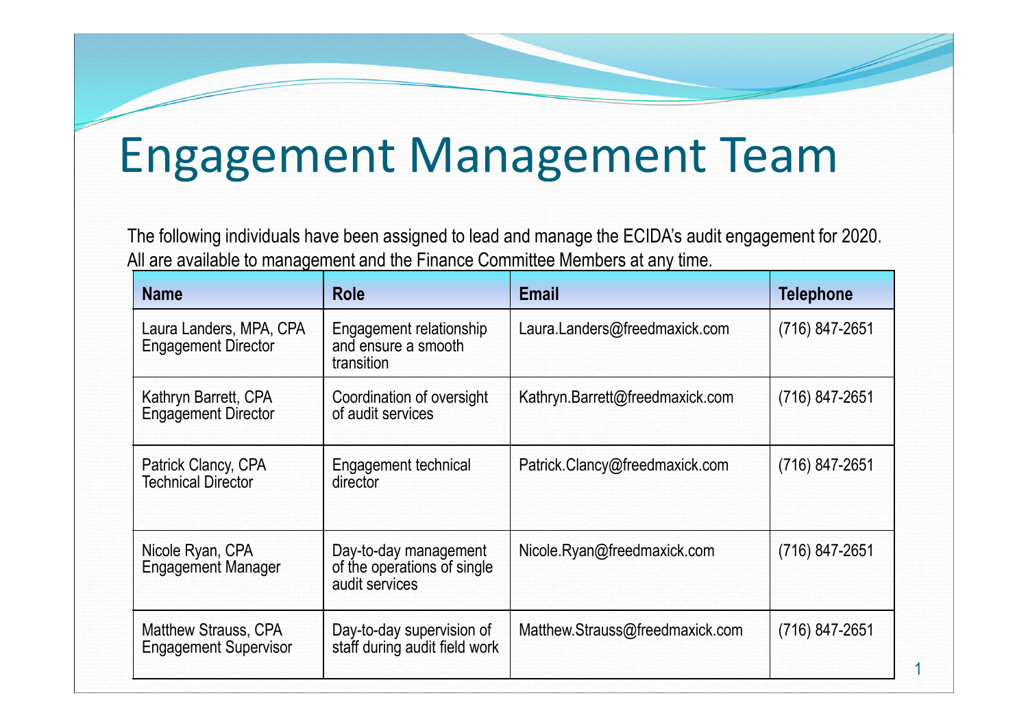# Engagement Management Team

The following individuals have been assigned to lead and manage the ECIDA's audit engagement for 2020. All are available to management and the Finance Committee Members at any time.

| Name | Role | Email | Telephone |
|---|---|---|---|
| Laura Landers, MPA, CPA<br>Engagement Director | Engagement relationship and ensure a smooth transition | Laura.Landers@freedmaxick.com | (716) 847-2651 |
| Kathryn Barrett, CPA<br>Engagement Director | Coordination of oversight of audit services | Kathryn.Barrett@freedmaxick.com | (716) 847-2651 |
| Patrick Clancy, CPA<br>Technical Director | Engagement technical director | Patrick.Clancy@freedmaxick.com | (716) 847-2651 |
| Nicole Ryan, CPA<br>Engagement Manager | Day-to-day management of the operations of single audit services | Nicole.Ryan@freedmaxick.com | (716) 847-2651 |
| Matthew Strauss, CPA<br>Engagement Supervisor | Day-to-day supervision of staff during audit field work | Matthew.Strauss@freedmaxick.com | (716) 847-2651 |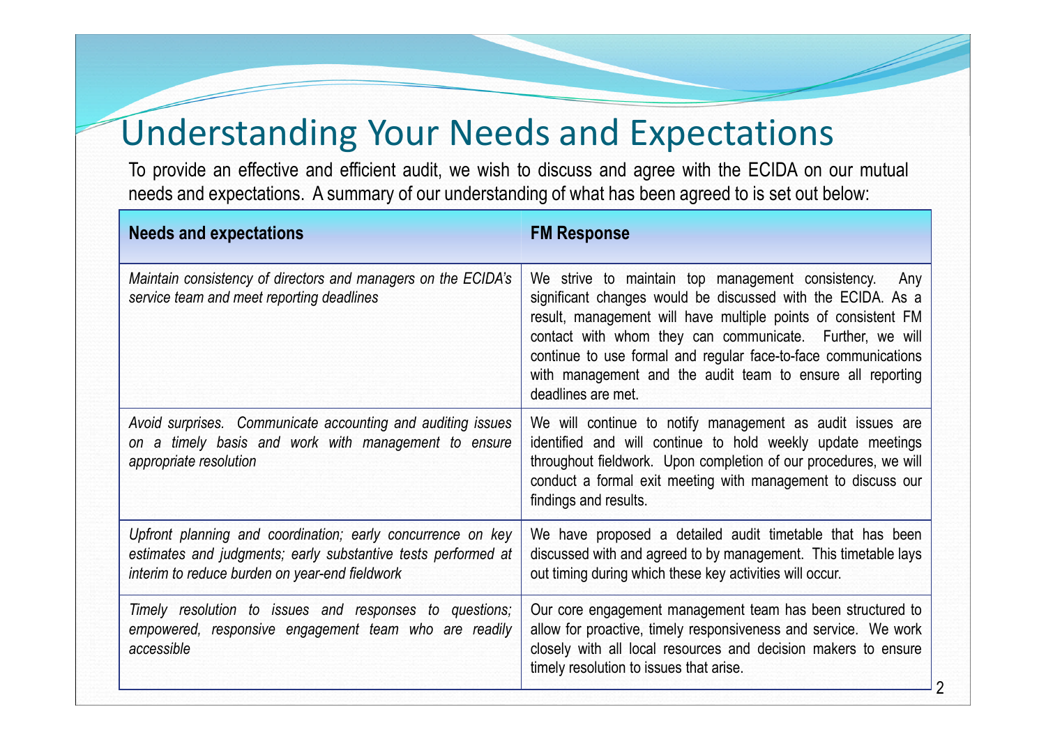# Understanding Your Needs and Expectations

To provide an effective and efficient audit, we wish to discuss and agree with the ECIDA on our mutual needs and expectations. A summary of our understanding of what has been agreed to is set out below:

| **Needs and expectations** | **FM Response** |
|---|---|
| *Maintain consistency of directors and managers on the ECIDA's service team and meet reporting deadlines* | We strive to maintain top management consistency. Any significant changes would be discussed with the ECIDA. As a result, management will have multiple points of consistent FM contact with whom they can communicate. Further, we will continue to use formal and regular face-to-face communications with management and the audit team to ensure all reporting deadlines are met. |
| *Avoid surprises. Communicate accounting and auditing issues on a timely basis and work with management to ensure appropriate resolution* | We will continue to notify management as audit issues are identified and will continue to hold weekly update meetings throughout fieldwork. Upon completion of our procedures, we will conduct a formal exit meeting with management to discuss our findings and results. |
| *Upfront planning and coordination; early concurrence on key estimates and judgments; early substantive tests performed at interim to reduce burden on year-end fieldwork* | We have proposed a detailed audit timetable that has been discussed with and agreed to by management. This timetable lays out timing during which these key activities will occur. |
| *Timely resolution to issues and responses to questions; empowered, responsive engagement team who are readily accessible* | Our core engagement management team has been structured to allow for proactive, timely responsiveness and service. We work closely with all local resources and decision makers to ensure timely resolution to issues that arise. |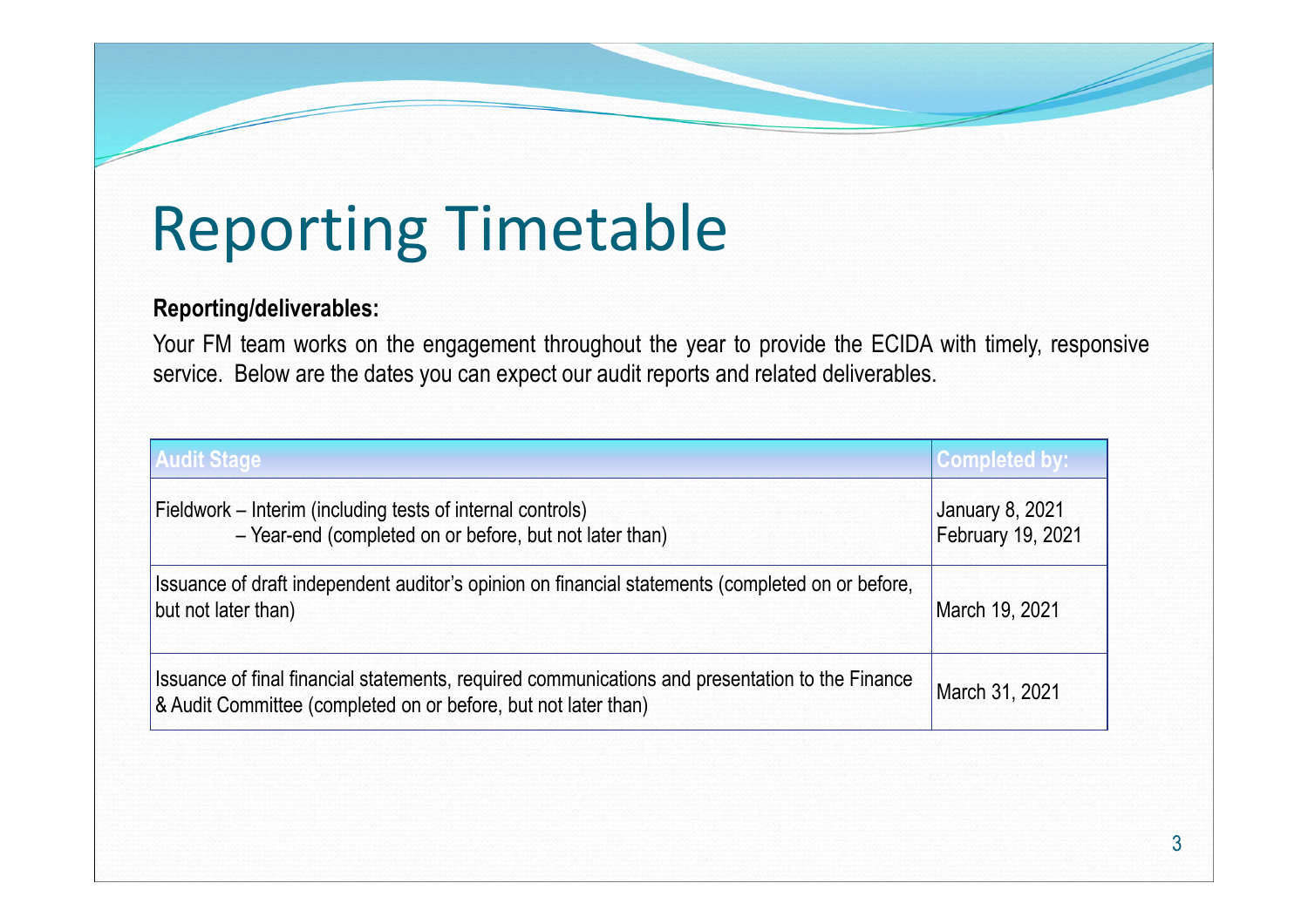# Reporting Timetable

**Reporting/deliverables:**

Your FM team works on the engagement throughout the year to provide the ECIDA with timely, responsive service. Below are the dates you can expect our audit reports and related deliverables.

| Audit Stage | Completed by: |
|---|---|
| Fieldwork – Interim (including tests of internal controls)<br>– Year-end (completed on or before, but not later than) | January 8, 2021<br>February 19, 2021 |
| Issuance of draft independent auditor's opinion on financial statements (completed on or before, but not later than) | March 19, 2021 |
| Issuance of final financial statements, required communications and presentation to the Finance & Audit Committee (completed on or before, but not later than) | March 31, 2021 |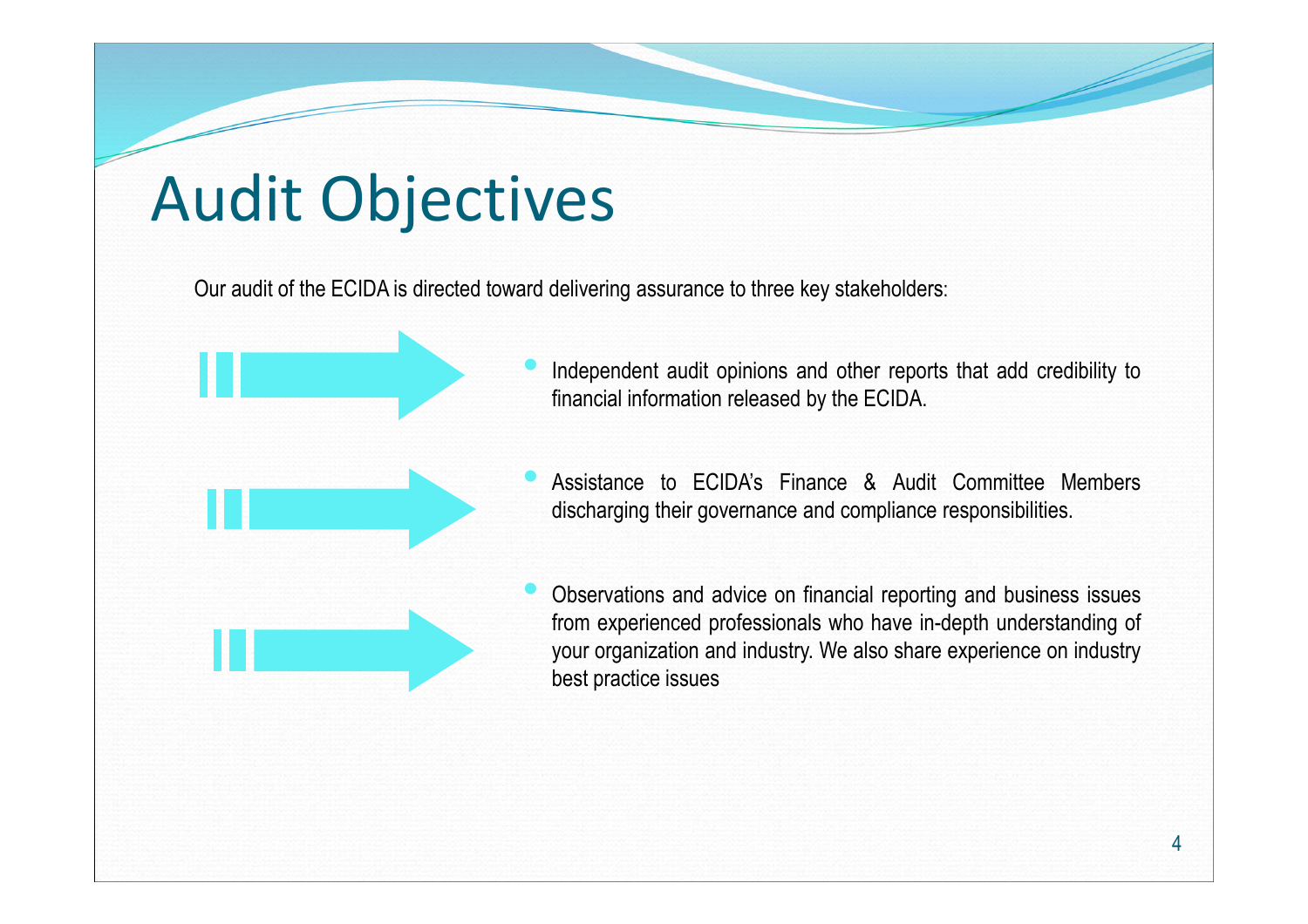# Audit Objectives

Our audit of the ECIDA is directed toward delivering assurance to three key stakeholders:

- Independent audit opinions and other reports that add credibility to financial information released by the ECIDA.
- Assistance to ECIDA's Finance & Audit Committee Members discharging their governance and compliance responsibilities.
- Observations and advice on financial reporting and business issues from experienced professionals who have in-depth understanding of your organization and industry. We also share experience on industry best practice issues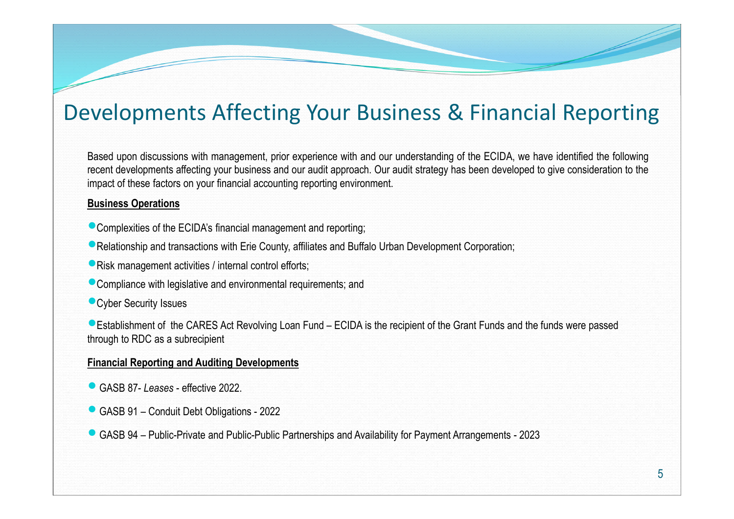# Developments Affecting Your Business & Financial Reporting

Based upon discussions with management, prior experience with and our understanding of the ECIDA, we have identified the following recent developments affecting your business and our audit approach. Our audit strategy has been developed to give consideration to the impact of these factors on your financial accounting reporting environment.

**Business Operations**

- Complexities of the ECIDA's financial management and reporting;
- Relationship and transactions with Erie County, affiliates and Buffalo Urban Development Corporation;
- Risk management activities / internal control efforts;
- Compliance with legislative and environmental requirements; and
- Cyber Security Issues
- Establishment of the CARES Act Revolving Loan Fund – ECIDA is the recipient of the Grant Funds and the funds were passed through to RDC as a subrecipient

**Financial Reporting and Auditing Developments**

- GASB 87- *Leases* - effective 2022.
- GASB 91 – Conduit Debt Obligations - 2022
- GASB 94 – Public-Private and Public-Public Partnerships and Availability for Payment Arrangements - 2023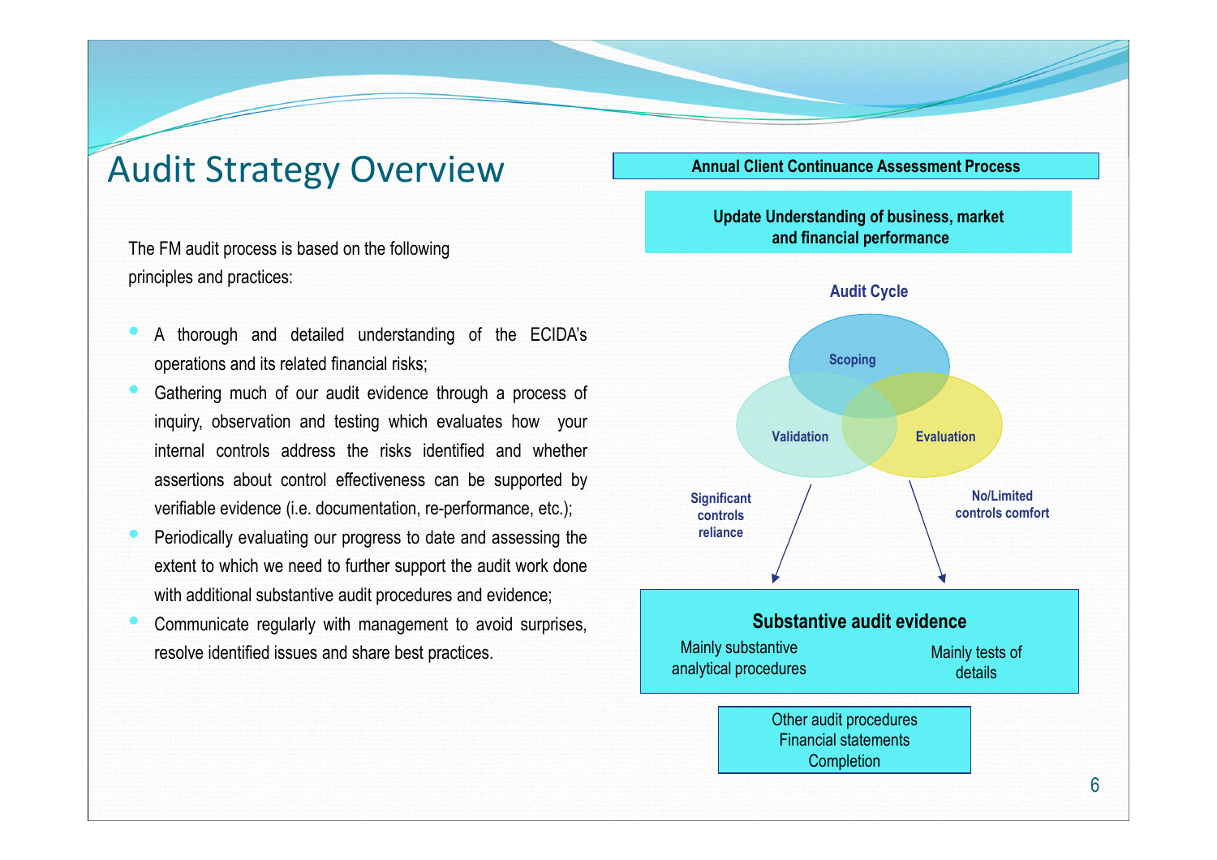# Audit Strategy Overview

The FM audit process is based on the following principles and practices:

- A thorough and detailed understanding of the ECIDA's operations and its related financial risks;
- Gathering much of our audit evidence through a process of inquiry, observation and testing which evaluates how your internal controls address the risks identified and whether assertions about control effectiveness can be supported by verifiable evidence (i.e. documentation, re-performance, etc.);
- Periodically evaluating our progress to date and assessing the extent to which we need to further support the audit work done with additional substantive audit procedures and evidence;
- Communicate regularly with management to avoid surprises, resolve identified issues and share best practices.

**Annual Client Continuance Assessment Process**

**Update Understanding of business, market and financial performance**

**Audit Cycle**

- **Scoping**
- **Validation**
- **Evaluation**

**Significant controls reliance** → Mainly substantive analytical procedures

**No/Limited controls comfort** → Mainly tests of details

**Substantive audit evidence**

| Mainly substantive analytical procedures | Mainly tests of details |
| --- | --- |

Other audit procedures
Financial statements
Completion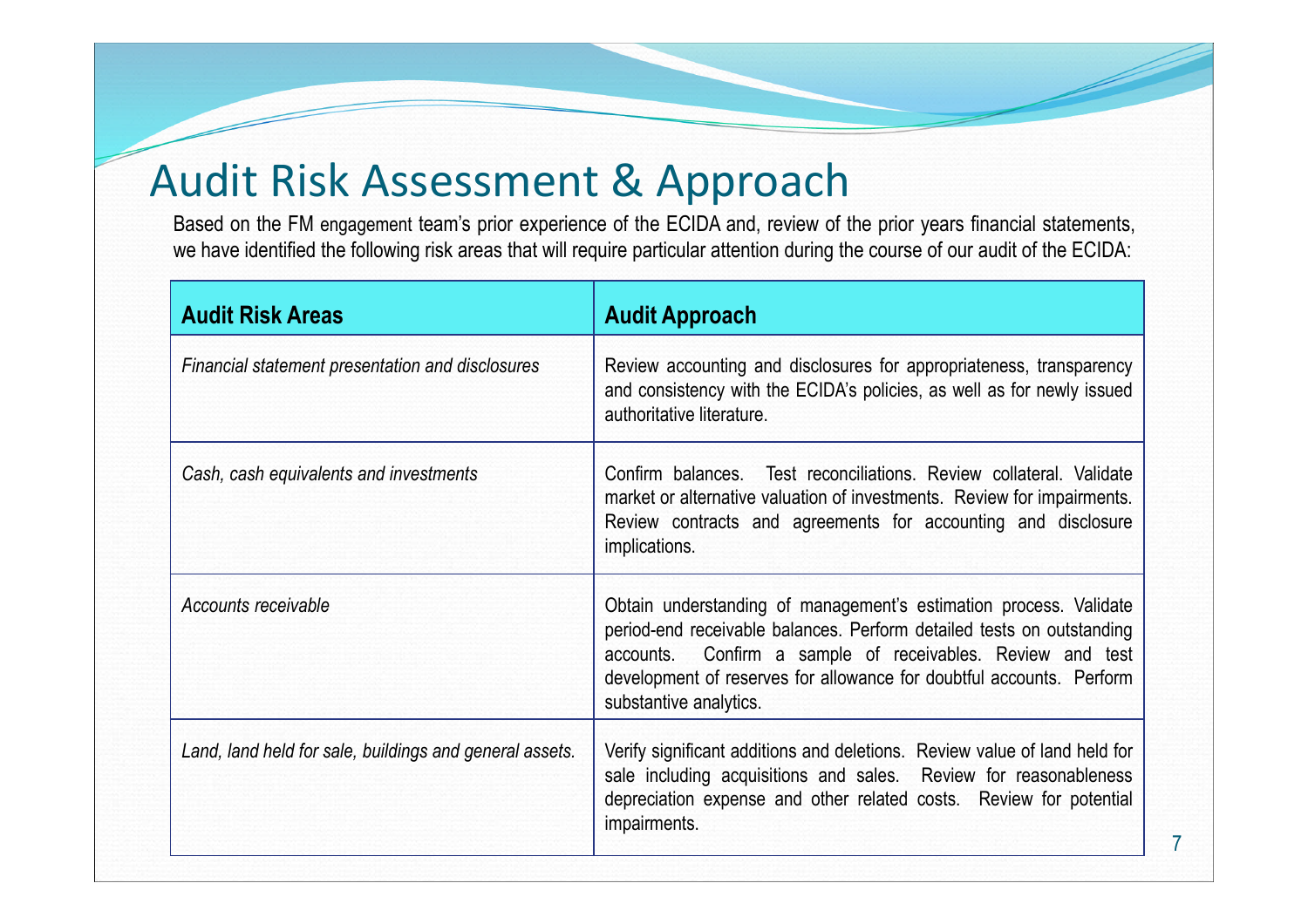# Audit Risk Assessment & Approach

Based on the FM engagement team's prior experience of the ECIDA and, review of the prior years financial statements, we have identified the following risk areas that will require particular attention during the course of our audit of the ECIDA:

| **Audit Risk Areas** | **Audit Approach** |
|---|---|
| *Financial statement presentation and disclosures* | Review accounting and disclosures for appropriateness, transparency and consistency with the ECIDA's policies, as well as for newly issued authoritative literature. |
| *Cash, cash equivalents and investments* | Confirm balances. Test reconciliations. Review collateral. Validate market or alternative valuation of investments. Review for impairments. Review contracts and agreements for accounting and disclosure implications. |
| *Accounts receivable* | Obtain understanding of management's estimation process. Validate period-end receivable balances. Perform detailed tests on outstanding accounts. Confirm a sample of receivables. Review and test development of reserves for allowance for doubtful accounts. Perform substantive analytics. |
| *Land, land held for sale, buildings and general assets.* | Verify significant additions and deletions. Review value of land held for sale including acquisitions and sales. Review for reasonableness depreciation expense and other related costs. Review for potential impairments. |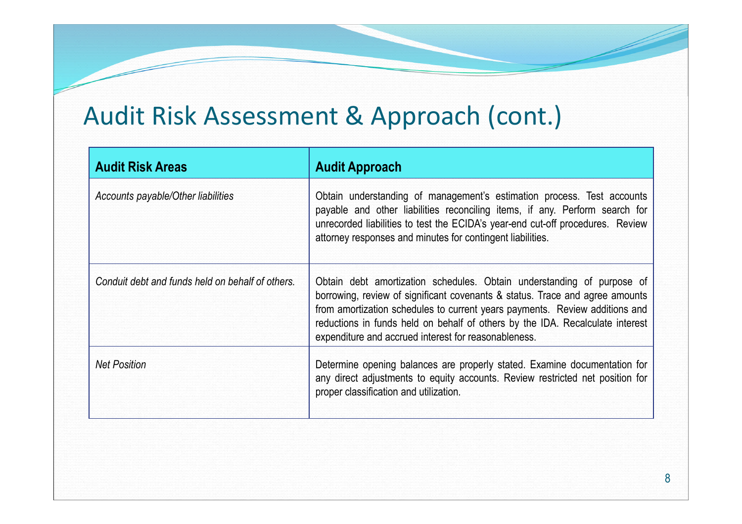# Audit Risk Assessment & Approach (cont.)

| **Audit Risk Areas** | **Audit Approach** |
| --- | --- |
| *Accounts payable/Other liabilities* | Obtain understanding of management's estimation process. Test accounts payable and other liabilities reconciling items, if any. Perform search for unrecorded liabilities to test the ECIDA's year-end cut-off procedures. Review attorney responses and minutes for contingent liabilities. |
| *Conduit debt and funds held on behalf of others.* | Obtain debt amortization schedules. Obtain understanding of purpose of borrowing, review of significant covenants & status. Trace and agree amounts from amortization schedules to current years payments. Review additions and reductions in funds held on behalf of others by the IDA. Recalculate interest expenditure and accrued interest for reasonableness. |
| *Net Position* | Determine opening balances are properly stated. Examine documentation for any direct adjustments to equity accounts. Review restricted net position for proper classification and utilization. |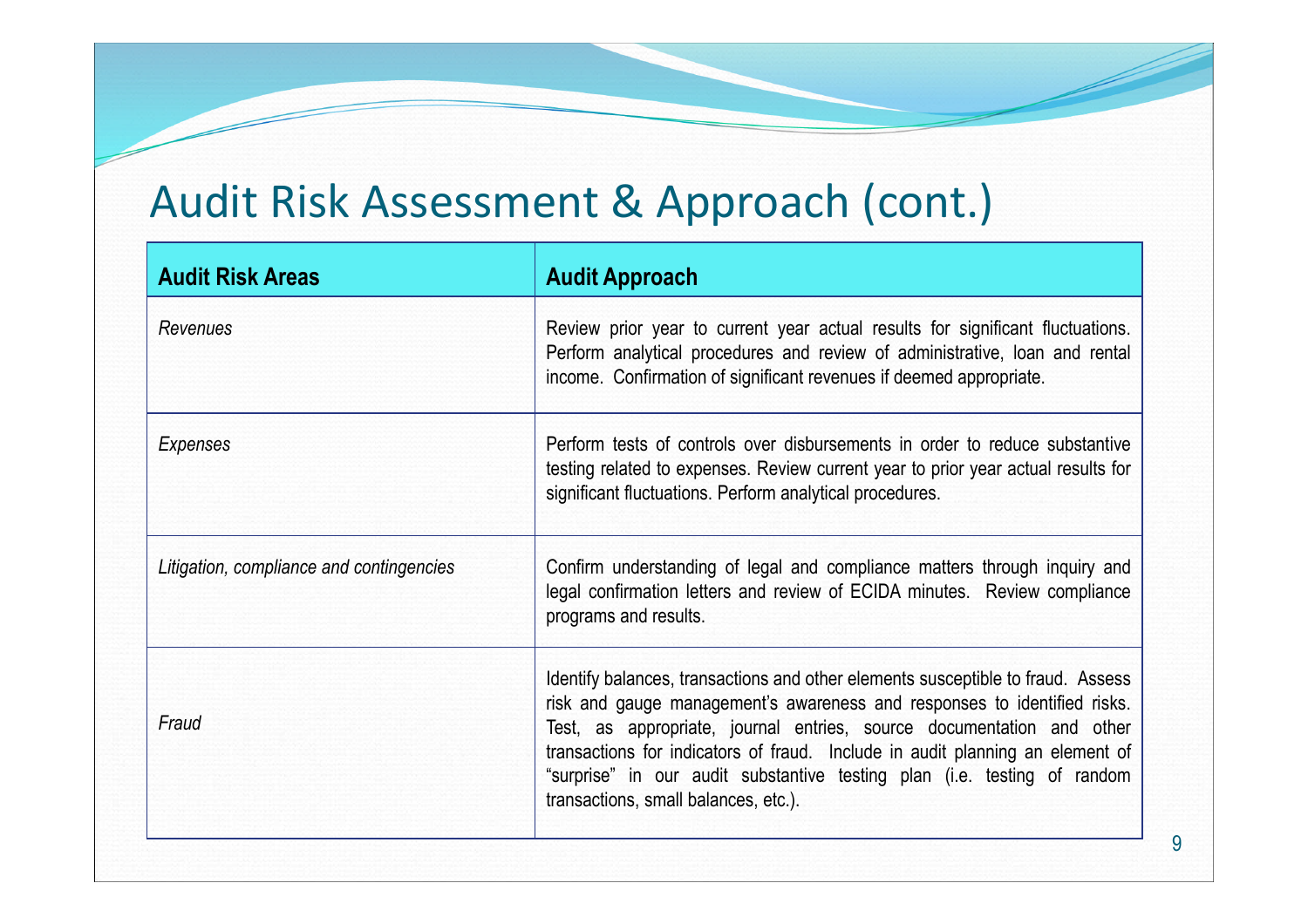# Audit Risk Assessment & Approach (cont.)

| **Audit Risk Areas** | **Audit Approach** |
|---|---|
| *Revenues* | Review prior year to current year actual results for significant fluctuations. Perform analytical procedures and review of administrative, loan and rental income. Confirmation of significant revenues if deemed appropriate. |
| *Expenses* | Perform tests of controls over disbursements in order to reduce substantive testing related to expenses. Review current year to prior year actual results for significant fluctuations. Perform analytical procedures. |
| *Litigation, compliance and contingencies* | Confirm understanding of legal and compliance matters through inquiry and legal confirmation letters and review of ECIDA minutes. Review compliance programs and results. |
| *Fraud* | Identify balances, transactions and other elements susceptible to fraud. Assess risk and gauge management's awareness and responses to identified risks. Test, as appropriate, journal entries, source documentation and other transactions for indicators of fraud. Include in audit planning an element of "surprise" in our audit substantive testing plan (i.e. testing of random transactions, small balances, etc.). |